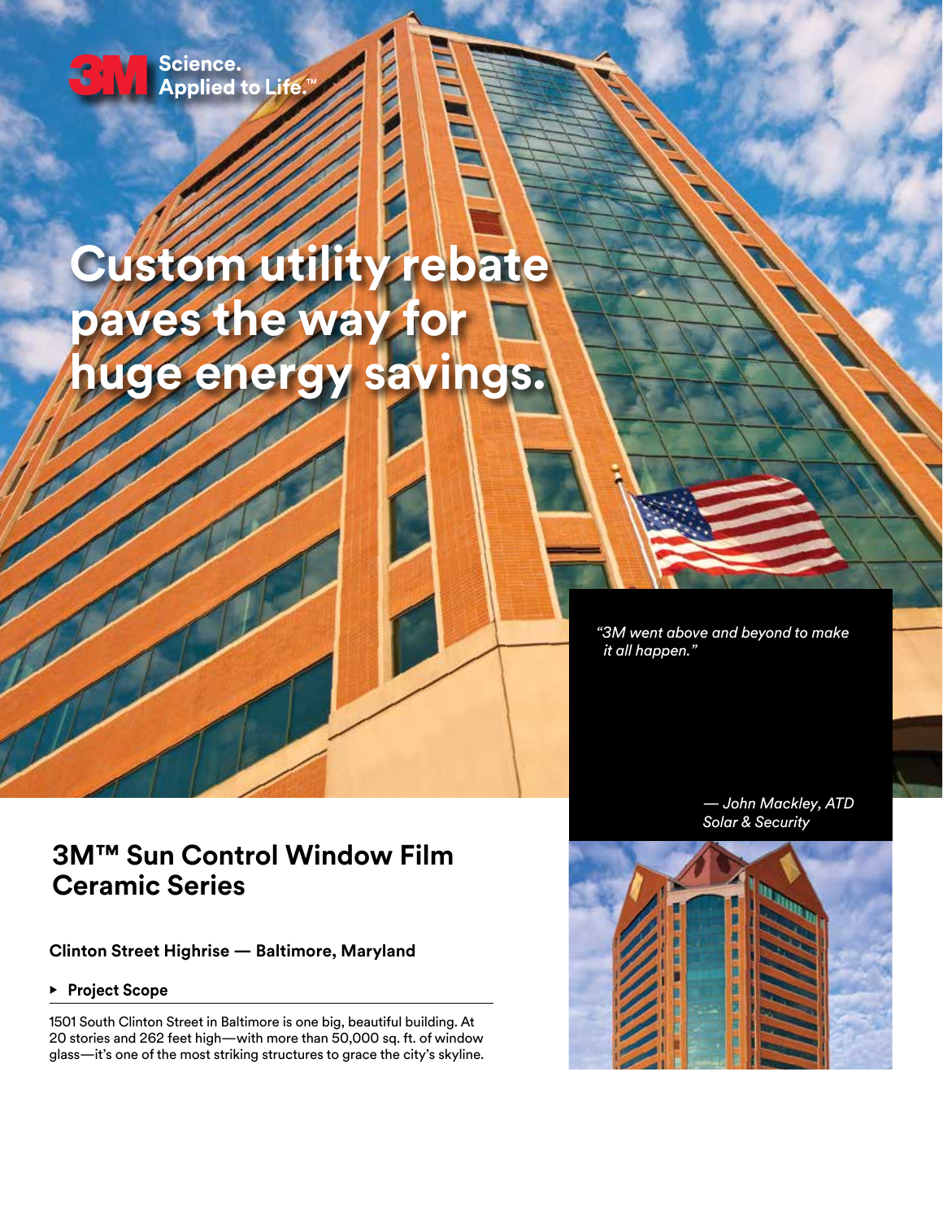3M Science. Applied to Life.™

# Custom utility rebate paves the way for huge energy savings.

*"3M went above and beyond to make it all happen."*

*— John Mackley, ATD Solar & Security*

## 3M™ Sun Control Window Film Ceramic Series

### Clinton Street Highrise — Baltimore, Maryland

**▸ Project Scope**

1501 South Clinton Street in Baltimore is one big, beautiful building. At 20 stories and 262 feet high—with more than 50,000 sq. ft. of window glass—it's one of the most striking structures to grace the city's skyline.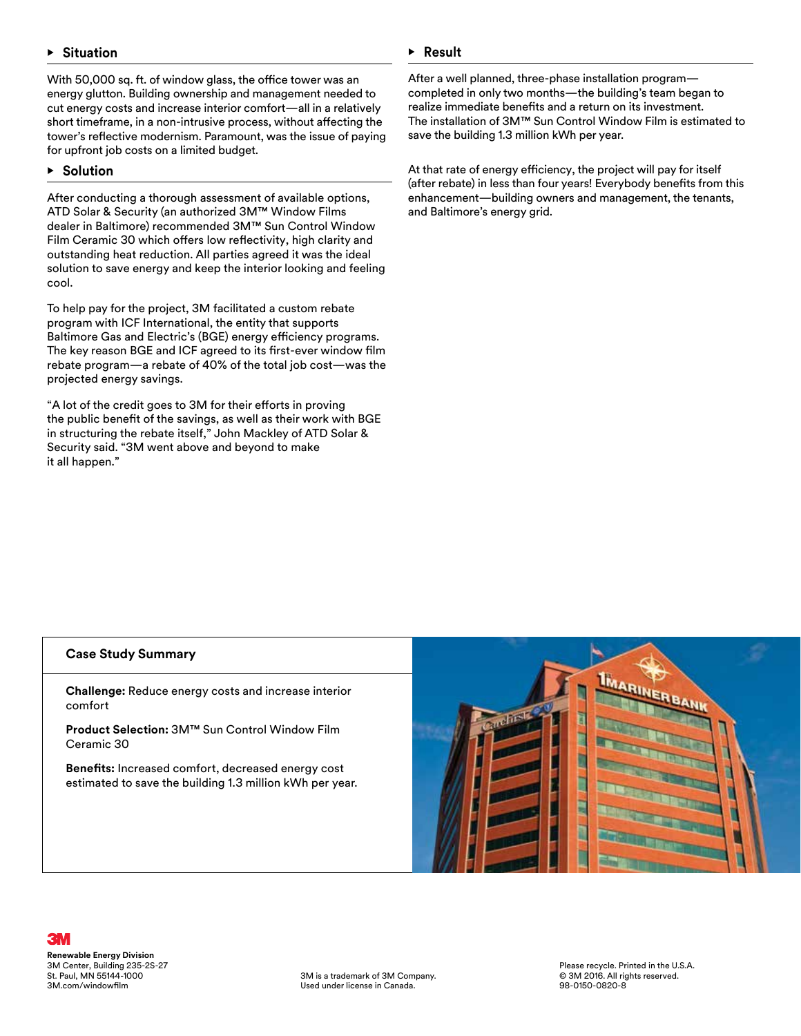## Situation

With 50,000 sq. ft. of window glass, the office tower was an energy glutton. Building ownership and management needed to cut energy costs and increase interior comfort—all in a relatively short timeframe, in a non-intrusive process, without affecting the tower's reflective modernism. Paramount, was the issue of paying for upfront job costs on a limited budget.

## Solution

After conducting a thorough assessment of available options, ATD Solar & Security (an authorized 3M™ Window Films dealer in Baltimore) recommended 3M™ Sun Control Window Film Ceramic 30 which offers low reflectivity, high clarity and outstanding heat reduction. All parties agreed it was the ideal solution to save energy and keep the interior looking and feeling cool.

To help pay for the project, 3M facilitated a custom rebate program with ICF International, the entity that supports Baltimore Gas and Electric's (BGE) energy efficiency programs. The key reason BGE and ICF agreed to its first-ever window film rebate program—a rebate of 40% of the total job cost—was the projected energy savings.

"A lot of the credit goes to 3M for their efforts in proving the public benefit of the savings, as well as their work with BGE in structuring the rebate itself," John Mackley of ATD Solar & Security said. "3M went above and beyond to make it all happen."

## Result

After a well planned, three-phase installation program—completed in only two months—the building's team began to realize immediate benefits and a return on its investment. The installation of 3M™ Sun Control Window Film is estimated to save the building 1.3 million kWh per year.

At that rate of energy efficiency, the project will pay for itself (after rebate) in less than four years! Everybody benefits from this enhancement—building owners and management, the tenants, and Baltimore's energy grid.

### Case Study Summary

**Challenge:** Reduce energy costs and increase interior comfort

**Product Selection:** 3M™ Sun Control Window Film Ceramic 30

**Benefits:** Increased comfort, decreased energy cost estimated to save the building 1.3 million kWh per year.

3M

**Renewable Energy Division**
3M Center, Building 235-2S-27
St. Paul, MN 55144-1000
3M.com/windowfilm

3M is a trademark of 3M Company.
Used under license in Canada.

Please recycle. Printed in the U.S.A.
© 3M 2016. All rights reserved.
98-0150-0820-8